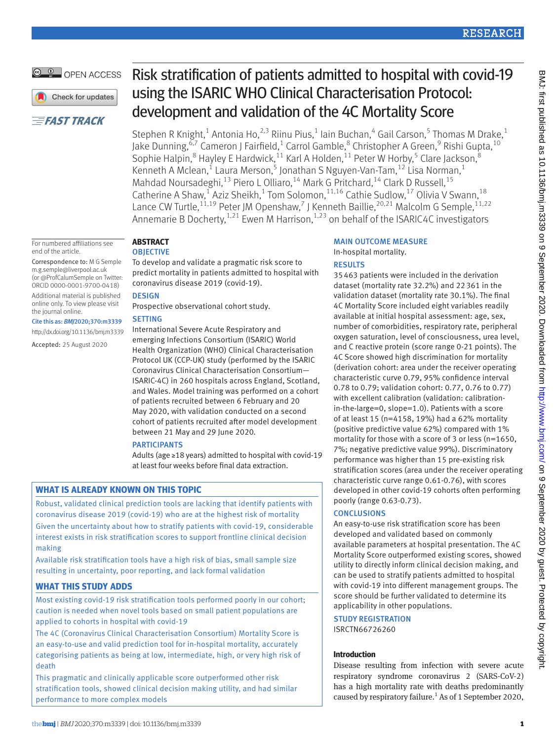# Risk stratification of patients admitted to hospital with covid-19 using the ISARIC WHO Clinical Characterisation Protocol: development and validation of the 4C Mortality Score

OPEN ACCESS

FAST TRACK

Stephen R Knight,[1] Antonia Ho,[2,3] Riinu Pius,[1] Iain Buchan,[4] Gail Carson,[5] Thomas M Drake,[1] Jake Dunning,[6,7] Cameron J Fairfield,[1] Carrol Gamble,[8] Christopher A Green,[9] Rishi Gupta,[10] Sophie Halpin,[8] Hayley E Hardwick,[11] Karl A Holden,[11] Peter W Horby,[5] Clare Jackson,[8] Kenneth A Mclean,[1] Laura Merson,[5] Jonathan S Nguyen-Van-Tam,[12] Lisa Norman,[1] Mahdad Noursadeghi,[13] Piero L Olliaro,[14] Mark G Pritchard,[14] Clark D Russell,[15] Catherine A Shaw,[1] Aziz Sheikh,[1] Tom Solomon,[11,16] Cathie Sudlow,[17] Olivia V Swann,[18] Lance CW Turtle,[11,19] Peter JM Openshaw,[7] J Kenneth Baillie,[20,21] Malcolm G Semple,[11,22] Annemarie B Docherty,[1,21] Ewen M Harrison,[1,23] on behalf of the ISARIC4C investigators

For numbered affiliations see end of the article.

Correspondence to: M G Semple m.g.semple@liverpool.ac.uk (or @ProfCalumSemple on Twitter: ORCID 0000-0001-9700-0418)

Additional material is published online only. To view please visit the journal online.

Cite this as: *BMJ* 2020;370:m3339
http://dx.doi.org/10.1136/bmj.m3339

Accepted: 25 August 2020

## ABSTRACT

### OBJECTIVE

To develop and validate a pragmatic risk score to predict mortality in patients admitted to hospital with coronavirus disease 2019 (covid-19).

### DESIGN

Prospective observational cohort study.

### SETTING

International Severe Acute Respiratory and emerging Infections Consortium (ISARIC) World Health Organization (WHO) Clinical Characterisation Protocol UK (CCP-UK) study (performed by the ISARIC Coronavirus Clinical Characterisation Consortium—ISARIC-4C) in 260 hospitals across England, Scotland, and Wales. Model training was performed on a cohort of patients recruited between 6 February and 20 May 2020, with validation conducted on a second cohort of patients recruited after model development between 21 May and 29 June 2020.

### PARTICIPANTS

Adults (age ≥18 years) admitted to hospital with covid-19 at least four weeks before final data extraction.

### MAIN OUTCOME MEASURE

In-hospital mortality.

### RESULTS

35 463 patients were included in the derivation dataset (mortality rate 32.2%) and 22 361 in the validation dataset (mortality rate 30.1%). The final 4C Mortality Score included eight variables readily available at initial hospital assessment: age, sex, number of comorbidities, respiratory rate, peripheral oxygen saturation, level of consciousness, urea level, and C reactive protein (score range 0-21 points). The 4C Score showed high discrimination for mortality (derivation cohort: area under the receiver operating characteristic curve 0.79, 95% confidence interval 0.78 to 0.79; validation cohort: 0.77, 0.76 to 0.77) with excellent calibration (validation: calibration-in-the-large=0, slope=1.0). Patients with a score of at least 15 (n=4158, 19%) had a 62% mortality (positive predictive value 62%) compared with 1% mortality for those with a score of 3 or less (n=1650, 7%; negative predictive value 99%). Discriminatory performance was higher than 15 pre-existing risk stratification scores (area under the receiver operating characteristic curve range 0.61-0.76), with scores developed in other covid-19 cohorts often performing poorly (range 0.63-0.73).

### CONCLUSIONS

An easy-to-use risk stratification score has been developed and validated based on commonly available parameters at hospital presentation. The 4C Mortality Score outperformed existing scores, showed utility to directly inform clinical decision making, and can be used to stratify patients admitted to hospital with covid-19 into different management groups. The score should be further validated to determine its applicability in other populations.

### STUDY REGISTRATION

ISRCTN66726260

## WHAT IS ALREADY KNOWN ON THIS TOPIC

Robust, validated clinical prediction tools are lacking that identify patients with coronavirus disease 2019 (covid-19) who are at the highest risk of mortality

Given the uncertainty about how to stratify patients with covid-19, considerable interest exists in risk stratification scores to support frontline clinical decision making

Available risk stratification tools have a high risk of bias, small sample size resulting in uncertainty, poor reporting, and lack formal validation

## WHAT THIS STUDY ADDS

Most existing covid-19 risk stratification tools performed poorly in our cohort; caution is needed when novel tools based on small patient populations are applied to cohorts in hospital with covid-19

The 4C (Coronavirus Clinical Characterisation Consortium) Mortality Score is an easy-to-use and valid prediction tool for in-hospital mortality, accurately categorising patients as being at low, intermediate, high, or very high risk of death

This pragmatic and clinically applicable score outperformed other risk stratification tools, showed clinical decision making utility, and had similar performance to more complex models

## Introduction

Disease resulting from infection with severe acute respiratory syndrome coronavirus 2 (SARS-CoV-2) has a high mortality rate with deaths predominantly caused by respiratory failure.[1] As of 1 September 2020,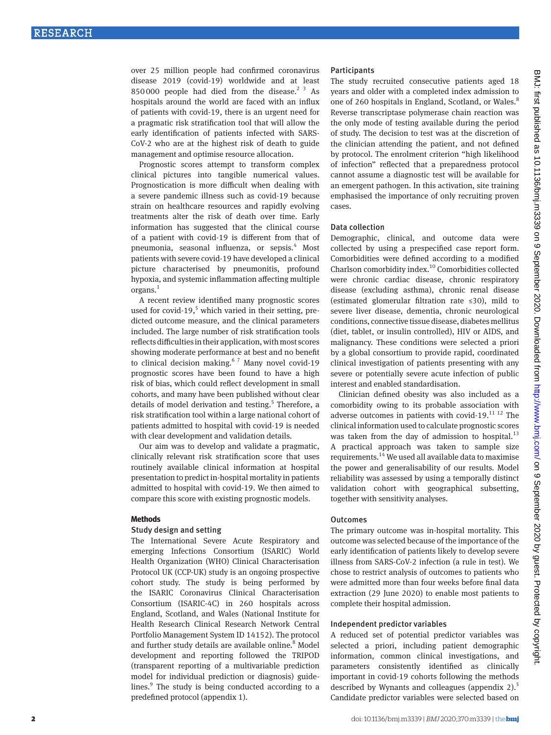over 25 million people had confirmed coronavirus disease 2019 (covid-19) worldwide and at least 850 000 people had died from the disease.[2,3] As hospitals around the world are faced with an influx of patients with covid-19, there is an urgent need for a pragmatic risk stratification tool that will allow the early identification of patients infected with SARS-CoV-2 who are at the highest risk of death to guide management and optimise resource allocation.

Prognostic scores attempt to transform complex clinical pictures into tangible numerical values. Prognostication is more difficult when dealing with a severe pandemic illness such as covid-19 because strain on healthcare resources and rapidly evolving treatments alter the risk of death over time. Early information has suggested that the clinical course of a patient with covid-19 is different from that of pneumonia, seasonal influenza, or sepsis.[4] Most patients with severe covid-19 have developed a clinical picture characterised by pneumonitis, profound hypoxia, and systemic inflammation affecting multiple organs.[1]

A recent review identified many prognostic scores used for covid-19,[5] which varied in their setting, predicted outcome measure, and the clinical parameters included. The large number of risk stratification tools reflects difficulties in their application, with most scores showing moderate performance at best and no benefit to clinical decision making.[6,7] Many novel covid-19 prognostic scores have been found to have a high risk of bias, which could reflect development in small cohorts, and many have been published without clear details of model derivation and testing.[5] Therefore, a risk stratification tool within a large national cohort of patients admitted to hospital with covid-19 is needed with clear development and validation details.

Our aim was to develop and validate a pragmatic, clinically relevant risk stratification score that uses routinely available clinical information at hospital presentation to predict in-hospital mortality in patients admitted to hospital with covid-19. We then aimed to compare this score with existing prognostic models.

## Methods

### Study design and setting

The International Severe Acute Respiratory and emerging Infections Consortium (ISARIC) World Health Organization (WHO) Clinical Characterisation Protocol UK (CCP-UK) study is an ongoing prospective cohort study. The study is being performed by the ISARIC Coronavirus Clinical Characterisation Consortium (ISARIC-4C) in 260 hospitals across England, Scotland, and Wales (National Institute for Health Research Clinical Research Network Central Portfolio Management System ID 14152). The protocol and further study details are available online.[8] Model development and reporting followed the TRIPOD (transparent reporting of a multivariable prediction model for individual prediction or diagnosis) guidelines.[9] The study is being conducted according to a predefined protocol (appendix 1).

### Participants

The study recruited consecutive patients aged 18 years and older with a completed index admission to one of 260 hospitals in England, Scotland, or Wales.[8] Reverse transcriptase polymerase chain reaction was the only mode of testing available during the period of study. The decision to test was at the discretion of the clinician attending the patient, and not defined by protocol. The enrolment criterion "high likelihood of infection" reflected that a preparedness protocol cannot assume a diagnostic test will be available for an emergent pathogen. In this activation, site training emphasised the importance of only recruiting proven cases.

### Data collection

Demographic, clinical, and outcome data were collected by using a prespecified case report form. Comorbidities were defined according to a modified Charlson comorbidity index.[10] Comorbidities collected were chronic cardiac disease, chronic respiratory disease (excluding asthma), chronic renal disease (estimated glomerular filtration rate ≤30), mild to severe liver disease, dementia, chronic neurological conditions, connective tissue disease, diabetes mellitus (diet, tablet, or insulin controlled), HIV or AIDS, and malignancy. These conditions were selected a priori by a global consortium to provide rapid, coordinated clinical investigation of patients presenting with any severe or potentially severe acute infection of public interest and enabled standardisation.

Clinician defined obesity was also included as a comorbidity owing to its probable association with adverse outcomes in patients with covid-19.[11,12] The clinical information used to calculate prognostic scores was taken from the day of admission to hospital.[13] A practical approach was taken to sample size requirements.[14] We used all available data to maximise the power and generalisability of our results. Model reliability was assessed by using a temporally distinct validation cohort with geographical subsetting, together with sensitivity analyses.

### Outcomes

The primary outcome was in-hospital mortality. This outcome was selected because of the importance of the early identification of patients likely to develop severe illness from SARS-CoV-2 infection (a rule in test). We chose to restrict analysis of outcomes to patients who were admitted more than four weeks before final data extraction (29 June 2020) to enable most patients to complete their hospital admission.

### Independent predictor variables

A reduced set of potential predictor variables was selected a priori, including patient demographic information, common clinical investigations, and parameters consistently identified as clinically important in covid-19 cohorts following the methods described by Wynants and colleagues (appendix 2).[5] Candidate predictor variables were selected based on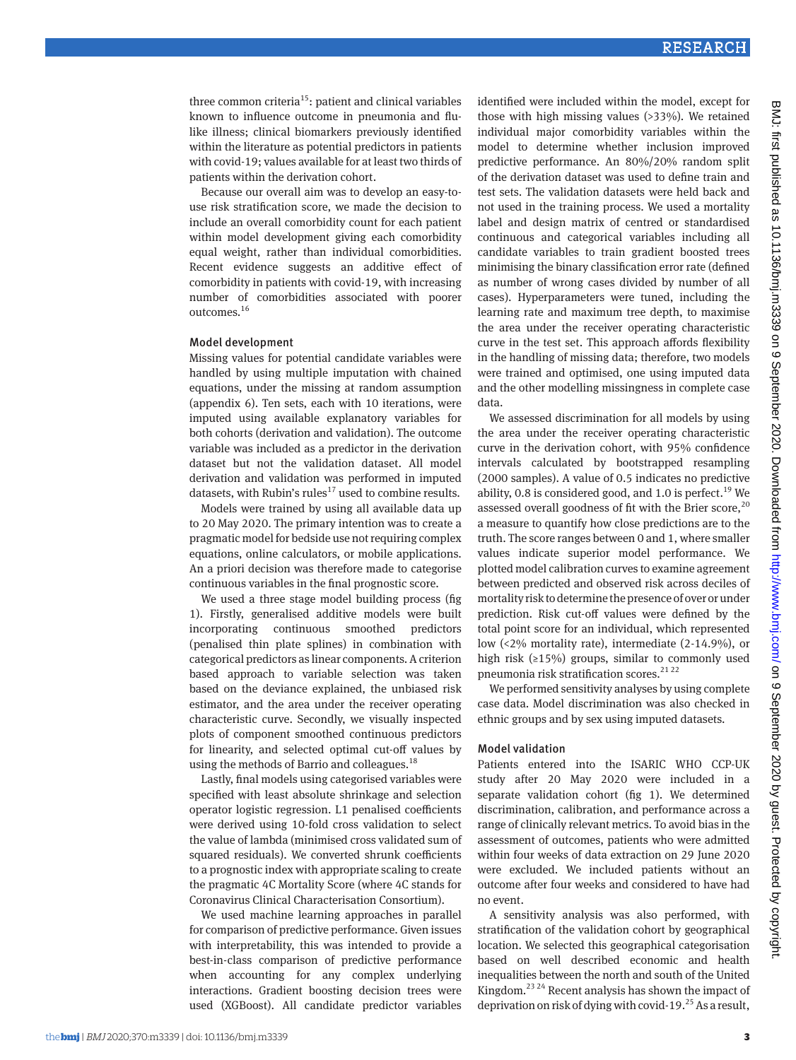three common criteria[15]: patient and clinical variables known to influence outcome in pneumonia and flu-like illness; clinical biomarkers previously identified within the literature as potential predictors in patients with covid-19; values available for at least two thirds of patients within the derivation cohort.

Because our overall aim was to develop an easy-to-use risk stratification score, we made the decision to include an overall comorbidity count for each patient within model development giving each comorbidity equal weight, rather than individual comorbidities. Recent evidence suggests an additive effect of comorbidity in patients with covid-19, with increasing number of comorbidities associated with poorer outcomes.[16]

### Model development

Missing values for potential candidate variables were handled by using multiple imputation with chained equations, under the missing at random assumption (appendix 6). Ten sets, each with 10 iterations, were imputed using available explanatory variables for both cohorts (derivation and validation). The outcome variable was included as a predictor in the derivation dataset but not the validation dataset. All model derivation and validation was performed in imputed datasets, with Rubin's rules[17] used to combine results.

Models were trained by using all available data up to 20 May 2020. The primary intention was to create a pragmatic model for bedside use not requiring complex equations, online calculators, or mobile applications. An a priori decision was therefore made to categorise continuous variables in the final prognostic score.

We used a three stage model building process (fig 1). Firstly, generalised additive models were built incorporating continuous smoothed predictors (penalised thin plate splines) in combination with categorical predictors as linear components. A criterion based approach to variable selection was taken based on the deviance explained, the unbiased risk estimator, and the area under the receiver operating characteristic curve. Secondly, we visually inspected plots of component smoothed continuous predictors for linearity, and selected optimal cut-off values by using the methods of Barrio and colleagues.[18]

Lastly, final models using categorised variables were specified with least absolute shrinkage and selection operator logistic regression. L1 penalised coefficients were derived using 10-fold cross validation to select the value of lambda (minimised cross validated sum of squared residuals). We converted shrunk coefficients to a prognostic index with appropriate scaling to create the pragmatic 4C Mortality Score (where 4C stands for Coronavirus Clinical Characterisation Consortium).

We used machine learning approaches in parallel for comparison of predictive performance. Given issues with interpretability, this was intended to provide a best-in-class comparison of predictive performance when accounting for any complex underlying interactions. Gradient boosting decision trees were used (XGBoost). All candidate predictor variables identified were included within the model, except for those with high missing values (>33%). We retained individual major comorbidity variables within the model to determine whether inclusion improved predictive performance. An 80%/20% random split of the derivation dataset was used to define train and test sets. The validation datasets were held back and not used in the training process. We used a mortality label and design matrix of centred or standardised continuous and categorical variables including all candidate variables to train gradient boosted trees minimising the binary classification error rate (defined as number of wrong cases divided by number of all cases). Hyperparameters were tuned, including the learning rate and maximum tree depth, to maximise the area under the receiver operating characteristic curve in the test set. This approach affords flexibility in the handling of missing data; therefore, two models were trained and optimised, one using imputed data and the other modelling missingness in complete case data.

We assessed discrimination for all models by using the area under the receiver operating characteristic curve in the derivation cohort, with 95% confidence intervals calculated by bootstrapped resampling (2000 samples). A value of 0.5 indicates no predictive ability, 0.8 is considered good, and 1.0 is perfect.[19] We assessed overall goodness of fit with the Brier score,[20] a measure to quantify how close predictions are to the truth. The score ranges between 0 and 1, where smaller values indicate superior model performance. We plotted model calibration curves to examine agreement between predicted and observed risk across deciles of mortality risk to determine the presence of over or under prediction. Risk cut-off values were defined by the total point score for an individual, which represented low (<2% mortality rate), intermediate (2-14.9%), or high risk (≥15%) groups, similar to commonly used pneumonia risk stratification scores.[21,22]

We performed sensitivity analyses by using complete case data. Model discrimination was also checked in ethnic groups and by sex using imputed datasets.

### Model validation

Patients entered into the ISARIC WHO CCP-UK study after 20 May 2020 were included in a separate validation cohort (fig 1). We determined discrimination, calibration, and performance across a range of clinically relevant metrics. To avoid bias in the assessment of outcomes, patients who were admitted within four weeks of data extraction on 29 June 2020 were excluded. We included patients without an outcome after four weeks and considered to have had no event.

A sensitivity analysis was also performed, with stratification of the validation cohort by geographical location. We selected this geographical categorisation based on well described economic and health inequalities between the north and south of the United Kingdom.[23,24] Recent analysis has shown the impact of deprivation on risk of dying with covid-19.[25] As a result,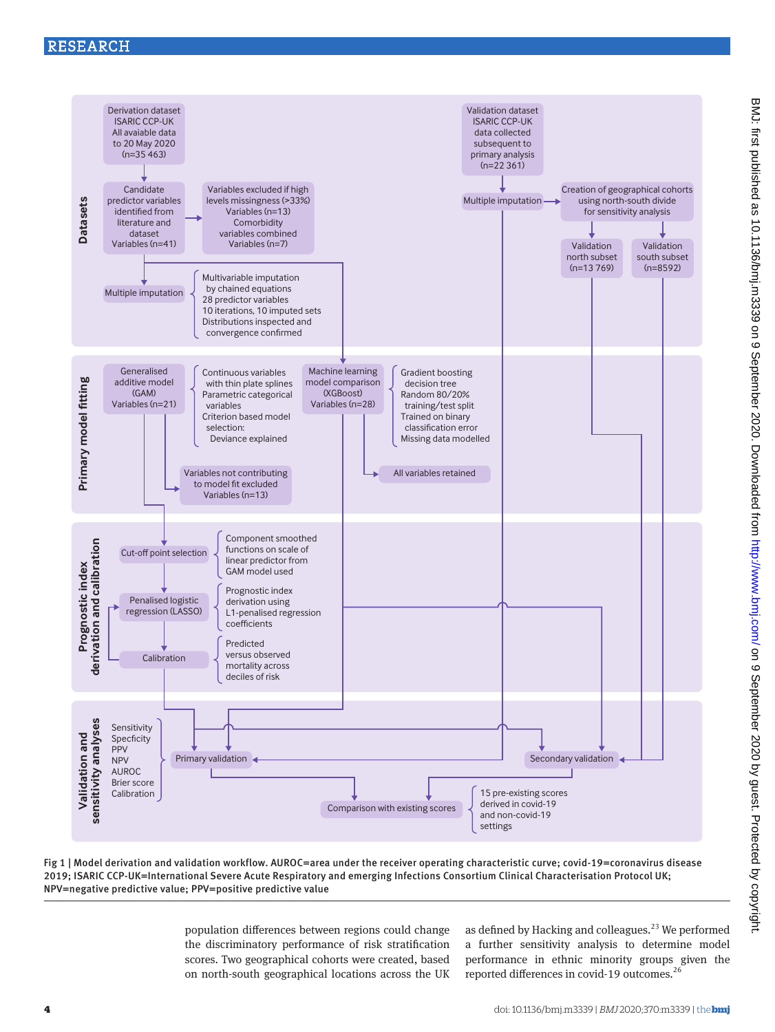**Fig 1 | Model derivation and validation workflow.** AUROC=area under the receiver operating characteristic curve; covid-19=coronavirus disease 2019; ISARIC CCP-UK=International Severe Acute Respiratory and emerging Infections Consortium Clinical Characterisation Protocol UK; NPV=negative predictive value; PPV=positive predictive value

population differences between regions could change the discriminatory performance of risk stratification scores. Two geographical cohorts were created, based on north-south geographical locations across the UK as defined by Hacking and colleagues.[23] We performed a further sensitivity analysis to determine model performance in ethnic minority groups given the reported differences in covid-19 outcomes.[26]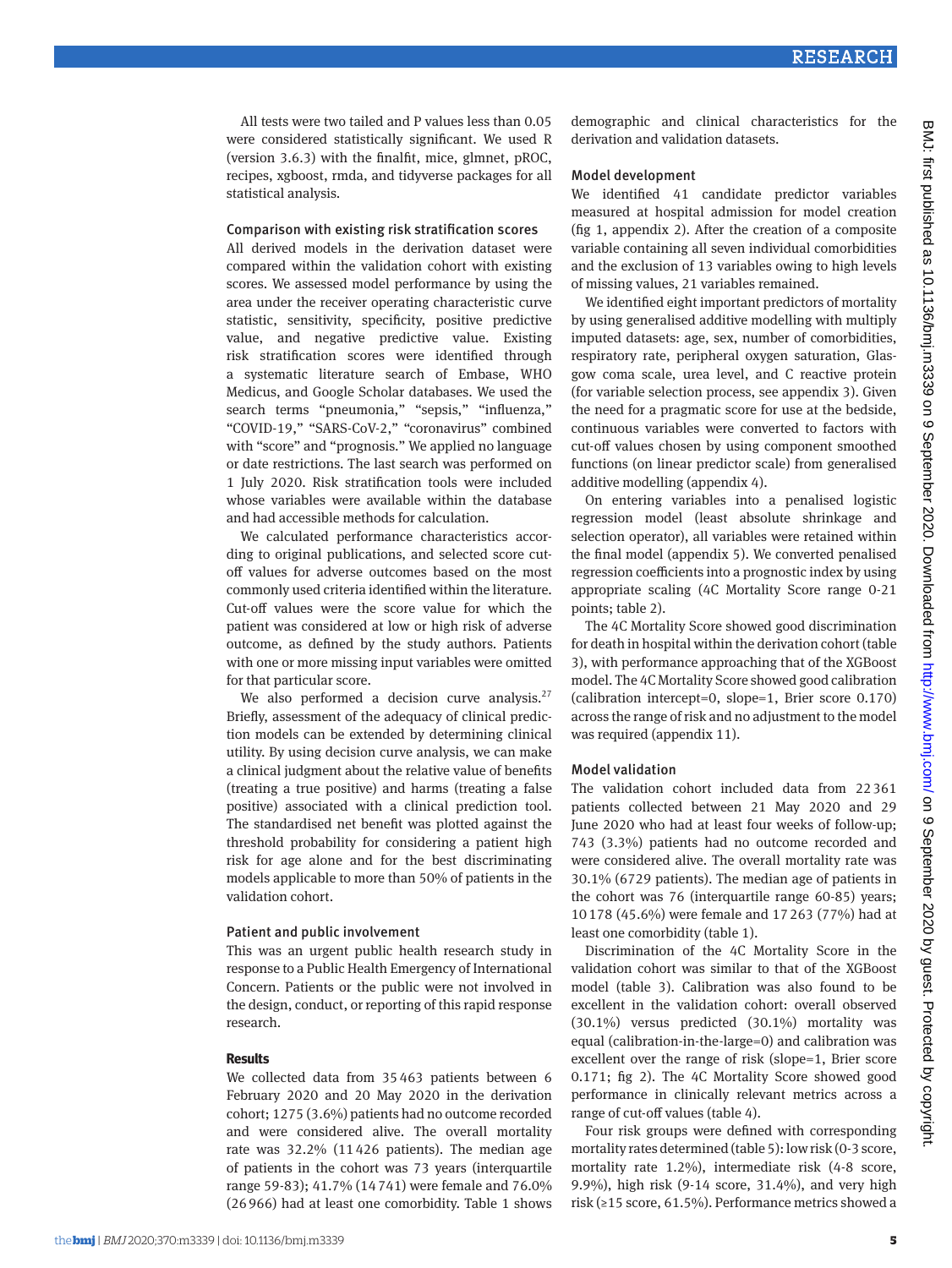All tests were two tailed and P values less than 0.05 were considered statistically significant. We used R (version 3.6.3) with the finalfit, mice, glmnet, pROC, recipes, xgboost, rmda, and tidyverse packages for all statistical analysis.

### Comparison with existing risk stratification scores

All derived models in the derivation dataset were compared within the validation cohort with existing scores. We assessed model performance by using the area under the receiver operating characteristic curve statistic, sensitivity, specificity, positive predictive value, and negative predictive value. Existing risk stratification scores were identified through a systematic literature search of Embase, WHO Medicus, and Google Scholar databases. We used the search terms "pneumonia," "sepsis," "influenza," "COVID-19," "SARS-CoV-2," "coronavirus" combined with "score" and "prognosis." We applied no language or date restrictions. The last search was performed on 1 July 2020. Risk stratification tools were included whose variables were available within the database and had accessible methods for calculation.

We calculated performance characteristics according to original publications, and selected score cut-off values for adverse outcomes based on the most commonly used criteria identified within the literature. Cut-off values were the score value for which the patient was considered at low or high risk of adverse outcome, as defined by the study authors. Patients with one or more missing input variables were omitted for that particular score.

We also performed a decision curve analysis.[27] Briefly, assessment of the adequacy of clinical prediction models can be extended by determining clinical utility. By using decision curve analysis, we can make a clinical judgment about the relative value of benefits (treating a true positive) and harms (treating a false positive) associated with a clinical prediction tool. The standardised net benefit was plotted against the threshold probability for considering a patient high risk for age alone and for the best discriminating models applicable to more than 50% of patients in the validation cohort.

### Patient and public involvement

This was an urgent public health research study in response to a Public Health Emergency of International Concern. Patients or the public were not involved in the design, conduct, or reporting of this rapid response research.

## Results

We collected data from 35 463 patients between 6 February 2020 and 20 May 2020 in the derivation cohort; 1275 (3.6%) patients had no outcome recorded and were considered alive. The overall mortality rate was 32.2% (11 426 patients). The median age of patients in the cohort was 73 years (interquartile range 59-83); 41.7% (14 741) were female and 76.0% (26 966) had at least one comorbidity. Table 1 shows demographic and clinical characteristics for the derivation and validation datasets.

### Model development

We identified 41 candidate predictor variables measured at hospital admission for model creation (fig 1, appendix 2). After the creation of a composite variable containing all seven individual comorbidities and the exclusion of 13 variables owing to high levels of missing values, 21 variables remained.

We identified eight important predictors of mortality by using generalised additive modelling with multiply imputed datasets: age, sex, number of comorbidities, respiratory rate, peripheral oxygen saturation, Glasgow coma scale, urea level, and C reactive protein (for variable selection process, see appendix 3). Given the need for a pragmatic score for use at the bedside, continuous variables were converted to factors with cut-off values chosen by using component smoothed functions (on linear predictor scale) from generalised additive modelling (appendix 4).

On entering variables into a penalised logistic regression model (least absolute shrinkage and selection operator), all variables were retained within the final model (appendix 5). We converted penalised regression coefficients into a prognostic index by using appropriate scaling (4C Mortality Score range 0-21 points; table 2).

The 4C Mortality Score showed good discrimination for death in hospital within the derivation cohort (table 3), with performance approaching that of the XGBoost model. The 4C Mortality Score showed good calibration (calibration intercept=0, slope=1, Brier score 0.170) across the range of risk and no adjustment to the model was required (appendix 11).

### Model validation

The validation cohort included data from 22 361 patients collected between 21 May 2020 and 29 June 2020 who had at least four weeks of follow-up; 743 (3.3%) patients had no outcome recorded and were considered alive. The overall mortality rate was 30.1% (6729 patients). The median age of patients in the cohort was 76 (interquartile range 60-85) years; 10 178 (45.6%) were female and 17 263 (77%) had at least one comorbidity (table 1).

Discrimination of the 4C Mortality Score in the validation cohort was similar to that of the XGBoost model (table 3). Calibration was also found to be excellent in the validation cohort: overall observed (30.1%) versus predicted (30.1%) mortality was equal (calibration-in-the-large=0) and calibration was excellent over the range of risk (slope=1, Brier score 0.171; fig 2). The 4C Mortality Score showed good performance in clinically relevant metrics across a range of cut-off values (table 4).

Four risk groups were defined with corresponding mortality rates determined (table 5): low risk (0-3 score, mortality rate 1.2%), intermediate risk (4-8 score, 9.9%), high risk (9-14 score, 31.4%), and very high risk (≥15 score, 61.5%). Performance metrics showed a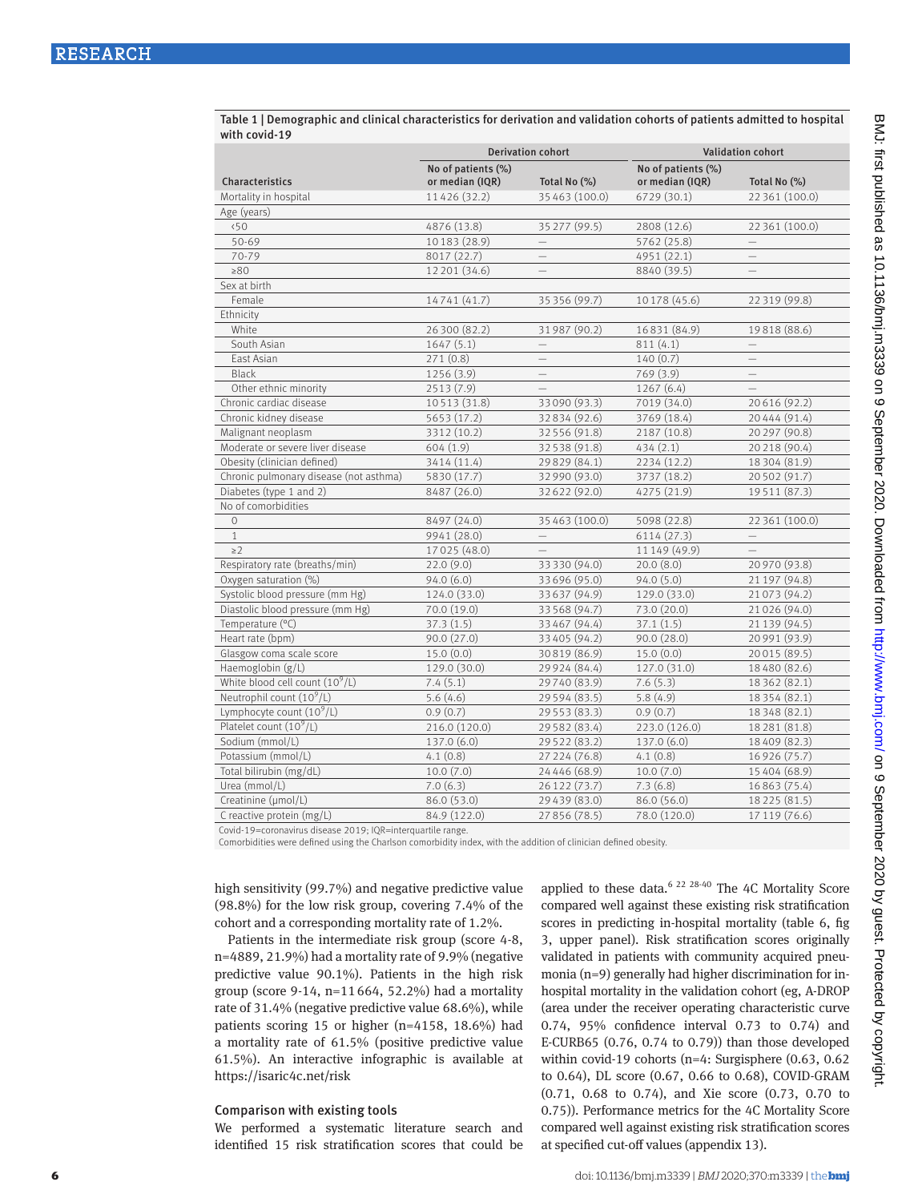**Table 1 | Demographic and clinical characteristics for derivation and validation cohorts of patients admitted to hospital with covid-19**

| Characteristics | Derivation cohort | | Validation cohort | |
|---|---|---|---|---|
| | No of patients (%) or median (IQR) | Total No (%) | No of patients (%) or median (IQR) | Total No (%) |
| Mortality in hospital | 11 426 (32.2) | 35 463 (100.0) | 6729 (30.1) | 22 361 (100.0) |
| Age (years) | | | | |
| <50 | 4876 (13.8) | 35 277 (99.5) | 2808 (12.6) | 22 361 (100.0) |
| 50-69 | 10 183 (28.9) | — | 5762 (25.8) | — |
| 70-79 | 8017 (22.7) | — | 4951 (22.1) | — |
| ≥80 | 12 201 (34.6) | — | 8840 (39.5) | — |
| Sex at birth | | | | |
| Female | 14 741 (41.7) | 35 356 (99.7) | 10 178 (45.6) | 22 319 (99.8) |
| Ethnicity | | | | |
| White | 26 300 (82.2) | 31 987 (90.2) | 16 831 (84.9) | 19 818 (88.6) |
| South Asian | 1647 (5.1) | — | 811 (4.1) | — |
| East Asian | 271 (0.8) | — | 140 (0.7) | — |
| Black | 1256 (3.9) | — | 769 (3.9) | — |
| Other ethnic minority | 2513 (7.9) | — | 1267 (6.4) | — |
| Chronic cardiac disease | 10 513 (31.8) | 33 090 (93.3) | 7019 (34.0) | 20 616 (92.2) |
| Chronic kidney disease | 5653 (17.2) | 32 834 (92.6) | 3769 (18.4) | 20 444 (91.4) |
| Malignant neoplasm | 3312 (10.2) | 32 556 (91.8) | 2187 (10.8) | 20 297 (90.8) |
| Moderate or severe liver disease | 604 (1.9) | 32 538 (91.8) | 434 (2.1) | 20 218 (90.4) |
| Obesity (clinician defined) | 3414 (11.4) | 29 829 (84.1) | 2234 (12.2) | 18 304 (81.9) |
| Chronic pulmonary disease (not asthma) | 5830 (17.7) | 32 990 (93.0) | 3737 (18.2) | 20 502 (91.7) |
| Diabetes (type 1 and 2) | 8487 (26.0) | 32 622 (92.0) | 4275 (21.9) | 19 511 (87.3) |
| No of comorbidities | | | | |
| 0 | 8497 (24.0) | 35 463 (100.0) | 5098 (22.8) | 22 361 (100.0) |
| 1 | 9941 (28.0) | — | 6114 (27.3) | — |
| ≥2 | 17 025 (48.0) | — | 11 149 (49.9) | — |
| Respiratory rate (breaths/min) | 22.0 (9.0) | 33 330 (94.0) | 20.0 (8.0) | 20 970 (93.8) |
| Oxygen saturation (%) | 94.0 (6.0) | 33 696 (95.0) | 94.0 (5.0) | 21 197 (94.8) |
| Systolic blood pressure (mm Hg) | 124.0 (33.0) | 33 637 (94.9) | 129.0 (33.0) | 21 073 (94.2) |
| Diastolic blood pressure (mm Hg) | 70.0 (19.0) | 33 568 (94.7) | 73.0 (20.0) | 21 026 (94.0) |
| Temperature (°C) | 37.3 (1.5) | 33 467 (94.4) | 37.1 (1.5) | 21 139 (94.5) |
| Heart rate (bpm) | 90.0 (27.0) | 33 405 (94.2) | 90.0 (28.0) | 20 991 (93.9) |
| Glasgow coma scale score | 15.0 (0.0) | 30 819 (86.9) | 15.0 (0.0) | 20 015 (89.5) |
| Haemoglobin (g/L) | 129.0 (30.0) | 29 924 (84.4) | 127.0 (31.0) | 18 480 (82.6) |
| White blood cell count ($10^9$/L) | 7.4 (5.1) | 29 740 (83.9) | 7.6 (5.3) | 18 362 (82.1) |
| Neutrophil count ($10^9$/L) | 5.6 (4.6) | 29 594 (83.5) | 5.8 (4.9) | 18 354 (82.1) |
| Lymphocyte count ($10^9$/L) | 0.9 (0.7) | 29 553 (83.3) | 0.9 (0.7) | 18 348 (82.1) |
| Platelet count ($10^9$/L) | 216.0 (120.0) | 29 582 (83.4) | 223.0 (126.0) | 18 281 (81.8) |
| Sodium (mmol/L) | 137.0 (6.0) | 29 522 (83.2) | 137.0 (6.0) | 18 409 (82.3) |
| Potassium (mmol/L) | 4.1 (0.8) | 27 224 (76.8) | 4.1 (0.8) | 16 926 (75.7) |
| Total bilirubin (mg/dL) | 10.0 (7.0) | 24 446 (68.9) | 10.0 (7.0) | 15 404 (68.9) |
| Urea (mmol/L) | 7.0 (6.3) | 26 122 (73.7) | 7.3 (6.8) | 16 863 (75.4) |
| Creatinine (μmol/L) | 86.0 (53.0) | 29 439 (83.0) | 86.0 (56.0) | 18 225 (81.5) |
| C reactive protein (mg/L) | 84.9 (122.0) | 27 856 (78.5) | 78.0 (120.0) | 17 119 (76.6) |

Covid-19=coronavirus disease 2019; IQR=interquartile range.
Comorbidities were defined using the Charlson comorbidity index, with the addition of clinician defined obesity.

high sensitivity (99.7%) and negative predictive value (98.8%) for the low risk group, covering 7.4% of the cohort and a corresponding mortality rate of 1.2%.

Patients in the intermediate risk group (score 4-8, n=4889, 21.9%) had a mortality rate of 9.9% (negative predictive value 90.1%). Patients in the high risk group (score 9-14, n=11 664, 52.2%) had a mortality rate of 31.4% (negative predictive value 68.6%), while patients scoring 15 or higher (n=4158, 18.6%) had a mortality rate of 61.5% (positive predictive value 61.5%). An interactive infographic is available at https://isaric4c.net/risk

### Comparison with existing tools

We performed a systematic literature search and identified 15 risk stratification scores that could be applied to these data.[6 22 28-40] The 4C Mortality Score compared well against these existing risk stratification scores in predicting in-hospital mortality (table 6, fig 3, upper panel). Risk stratification scores originally validated in patients with community acquired pneumonia (n=9) generally had higher discrimination for in-hospital mortality in the validation cohort (eg, A-DROP (area under the receiver operating characteristic curve 0.74, 95% confidence interval 0.73 to 0.74) and E-CURB65 (0.76, 0.74 to 0.79)) than those developed within covid-19 cohorts (n=4: Surgisphere (0.63, 0.62 to 0.64), DL score (0.67, 0.66 to 0.68), COVID-GRAM (0.71, 0.68 to 0.74), and Xie score (0.73, 0.70 to 0.75)). Performance metrics for the 4C Mortality Score compared well against existing risk stratification scores at specified cut-off values (appendix 13).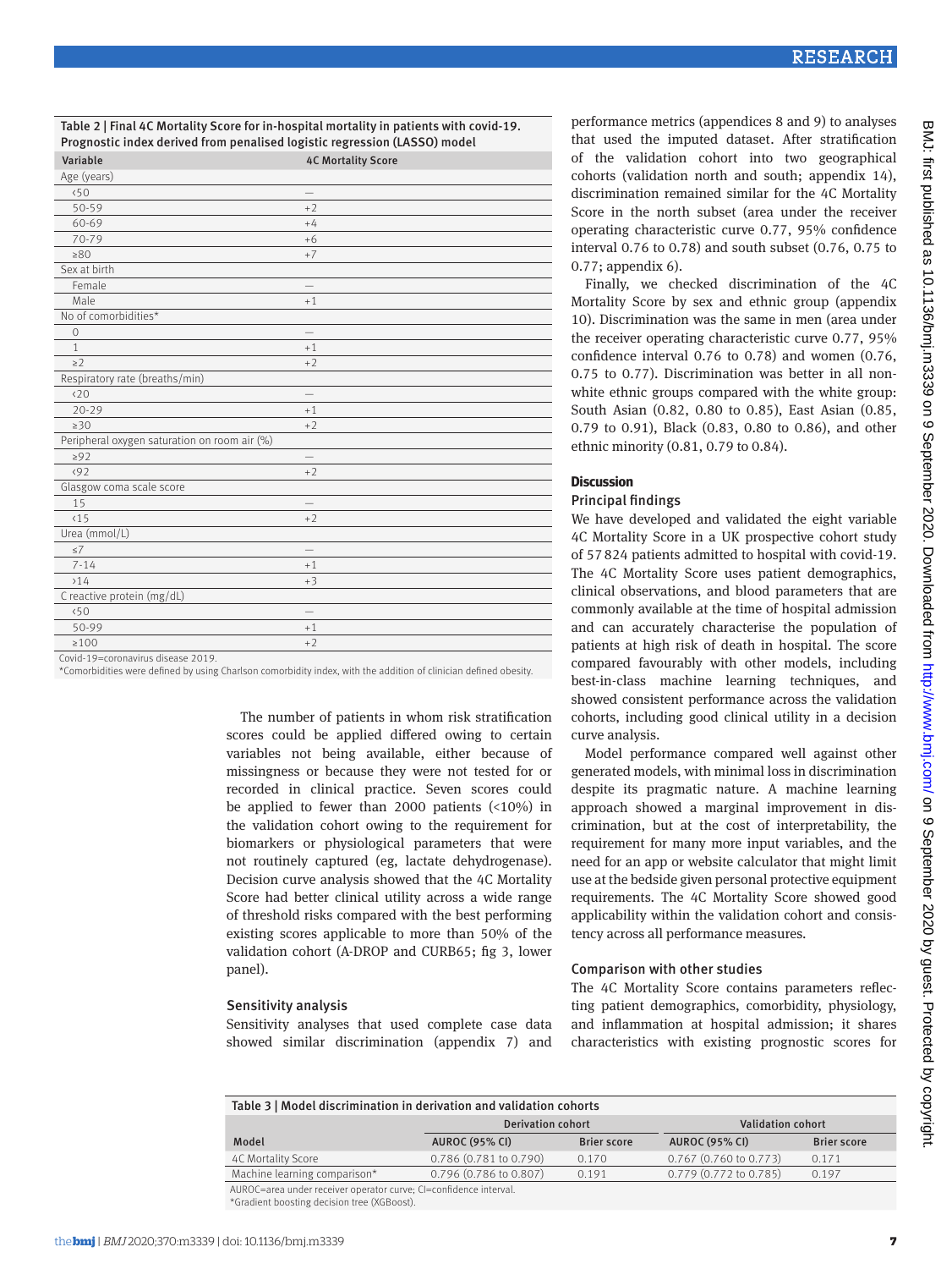**Table 2 | Final 4C Mortality Score for in-hospital mortality in patients with covid-19. Prognostic index derived from penalised logistic regression (LASSO) model**

| Variable | 4C Mortality Score |
|---|---|
| Age (years) | |
| <50 | — |
| 50-59 | +2 |
| 60-69 | +4 |
| 70-79 | +6 |
| ≥80 | +7 |
| Sex at birth | |
| Female | — |
| Male | +1 |
| No of comorbidities* | |
| 0 | — |
| 1 | +1 |
| ≥2 | +2 |
| Respiratory rate (breaths/min) | |
| <20 | — |
| 20-29 | +1 |
| ≥30 | +2 |
| Peripheral oxygen saturation on room air (%) | |
| ≥92 | — |
| <92 | +2 |
| Glasgow coma scale score | |
| 15 | — |
| <15 | +2 |
| Urea (mmol/L) | |
| ≤7 | — |
| 7-14 | +1 |
| >14 | +3 |
| C reactive protein (mg/dL) | |
| <50 | — |
| 50-99 | +1 |
| ≥100 | +2 |

Covid-19=coronavirus disease 2019.
*Comorbidities were defined by using Charlson comorbidity index, with the addition of clinician defined obesity.

The number of patients in whom risk stratification scores could be applied differed owing to certain variables not being available, either because of missingness or because they were not tested for or recorded in clinical practice. Seven scores could be applied to fewer than 2000 patients (<10%) in the validation cohort owing to the requirement for biomarkers or physiological parameters that were not routinely captured (eg, lactate dehydrogenase). Decision curve analysis showed that the 4C Mortality Score had better clinical utility across a wide range of threshold risks compared with the best performing existing scores applicable to more than 50% of the validation cohort (A-DROP and CURB65; fig 3, lower panel).

### Sensitivity analysis

Sensitivity analyses that used complete case data showed similar discrimination (appendix 7) and performance metrics (appendices 8 and 9) to analyses that used the imputed dataset. After stratification of the validation cohort into two geographical cohorts (validation north and south; appendix 14), discrimination remained similar for the 4C Mortality Score in the north subset (area under the receiver operating characteristic curve 0.77, 95% confidence interval 0.76 to 0.78) and south subset (0.76, 0.75 to 0.77; appendix 6).

Finally, we checked discrimination of the 4C Mortality Score by sex and ethnic group (appendix 10). Discrimination was the same in men (area under the receiver operating characteristic curve 0.77, 95% confidence interval 0.76 to 0.78) and women (0.76, 0.75 to 0.77). Discrimination was better in all non-white ethnic groups compared with the white group: South Asian (0.82, 0.80 to 0.85), East Asian (0.85, 0.79 to 0.91), Black (0.83, 0.80 to 0.86), and other ethnic minority (0.81, 0.79 to 0.84).

## Discussion

### Principal findings

We have developed and validated the eight variable 4C Mortality Score in a UK prospective cohort study of 57 824 patients admitted to hospital with covid-19. The 4C Mortality Score uses patient demographics, clinical observations, and blood parameters that are commonly available at the time of hospital admission and can accurately characterise the population of patients at high risk of death in hospital. The score compared favourably with other models, including best-in-class machine learning techniques, and showed consistent performance across the validation cohorts, including good clinical utility in a decision curve analysis.

Model performance compared well against other generated models, with minimal loss in discrimination despite its pragmatic nature. A machine learning approach showed a marginal improvement in discrimination, but at the cost of interpretability, the requirement for many more input variables, and the need for an app or website calculator that might limit use at the bedside given personal protective equipment requirements. The 4C Mortality Score showed good applicability within the validation cohort and consistency across all performance measures.

### Comparison with other studies

The 4C Mortality Score contains parameters reflecting patient demographics, comorbidity, physiology, and inflammation at hospital admission; it shares characteristics with existing prognostic scores for

**Table 3 | Model discrimination in derivation and validation cohorts**

| Model | Derivation cohort | | Validation cohort | |
|---|---|---|---|---|
| | AUROC (95% CI) | Brier score | AUROC (95% CI) | Brier score |
| 4C Mortality Score | 0.786 (0.781 to 0.790) | 0.170 | 0.767 (0.760 to 0.773) | 0.171 |
| Machine learning comparison* | 0.796 (0.786 to 0.807) | 0.191 | 0.779 (0.772 to 0.785) | 0.197 |

AUROC=area under receiver operator curve; CI=confidence interval.
*Gradient boosting decision tree (XGBoost).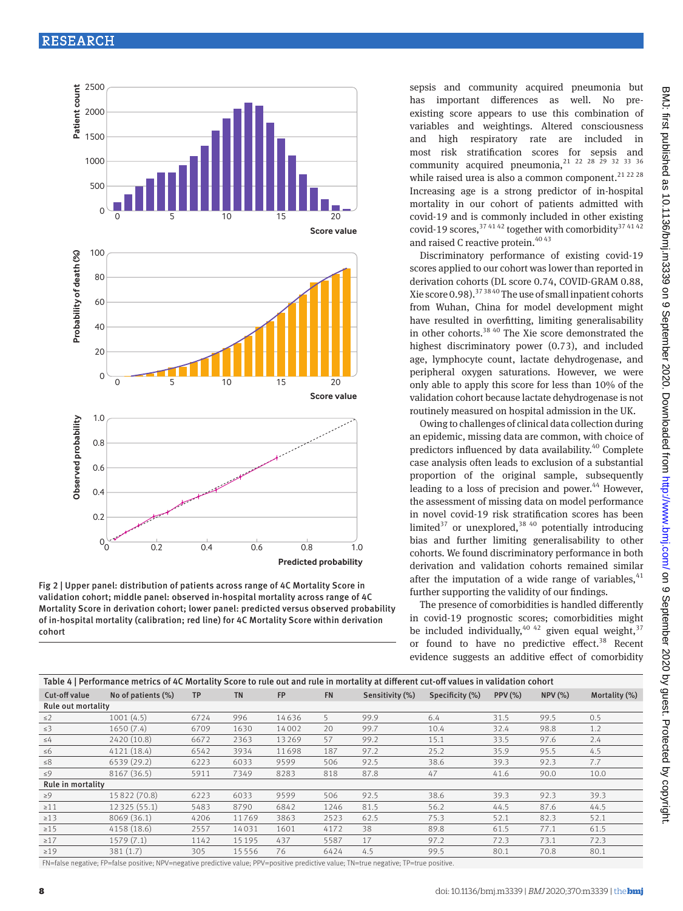Fig 2 | Upper panel: distribution of patients across range of 4C Mortality Score in validation cohort; middle panel: observed in-hospital mortality across range of 4C Mortality Score in derivation cohort; lower panel: predicted versus observed probability of in-hospital mortality (calibration; red line) for 4C Mortality Score within derivation cohort

sepsis and community acquired pneumonia but has important differences as well. No pre-existing score appears to use this combination of variables and weightings. Altered consciousness and high respiratory rate are included in most risk stratification scores for sepsis and community acquired pneumonia,[21 22 28 29 32 33 36] while raised urea is also a common component.[21 22 28] Increasing age is a strong predictor of in-hospital mortality in our cohort of patients admitted with covid-19 and is commonly included in other existing covid-19 scores,[37 41 42] together with comorbidity[37 41 42] and raised C reactive protein.[40 43]

Discriminatory performance of existing covid-19 scores applied to our cohort was lower than reported in derivation cohorts (DL score 0.74, COVID-GRAM 0.88, Xie score 0.98).[37 38 40] The use of small inpatient cohorts from Wuhan, China for model development might have resulted in overfitting, limiting generalisability in other cohorts.[38 40] The Xie score demonstrated the highest discriminatory power (0.73), and included age, lymphocyte count, lactate dehydrogenase, and peripheral oxygen saturations. However, we were only able to apply this score for less than 10% of the validation cohort because lactate dehydrogenase is not routinely measured on hospital admission in the UK.

Owing to challenges of clinical data collection during an epidemic, missing data are common, with choice of predictors influenced by data availability.[40] Complete case analysis often leads to exclusion of a substantial proportion of the original sample, subsequently leading to a loss of precision and power.[44] However, the assessment of missing data on model performance in novel covid-19 risk stratification scores has been limited[37] or unexplored,[38 40] potentially introducing bias and further limiting generalisability to other cohorts. We found discriminatory performance in both derivation and validation cohorts remained similar after the imputation of a wide range of variables,[41] further supporting the validity of our findings.

The presence of comorbidities is handled differently in covid-19 prognostic scores; comorbidities might be included individually,[40 42] given equal weight,[37] or found to have no predictive effect.[38] Recent evidence suggests an additive effect of comorbidity

Table 4 | Performance metrics of 4C Mortality Score to rule out and rule in mortality at different cut-off values in validation cohort

| Cut-off value | No of patients (%) | TP | TN | FP | FN | Sensitivity (%) | Specificity (%) | PPV (%) | NPV (%) | Mortality (%) |
|---|---|---|---|---|---|---|---|---|---|---|
| **Rule out mortality** | | | | | | | | | | |
| ≤2 | 1001 (4.5) | 6724 | 996 | 14636 | 5 | 99.9 | 6.4 | 31.5 | 99.5 | 0.5 |
| ≤3 | 1650 (7.4) | 6709 | 1630 | 14002 | 20 | 99.7 | 10.4 | 32.4 | 98.8 | 1.2 |
| ≤4 | 2420 (10.8) | 6672 | 2363 | 13269 | 57 | 99.2 | 15.1 | 33.5 | 97.6 | 2.4 |
| ≤6 | 4121 (18.4) | 6542 | 3934 | 11698 | 187 | 97.2 | 25.2 | 35.9 | 95.5 | 4.5 |
| ≤8 | 6539 (29.2) | 6223 | 6033 | 9599 | 506 | 92.5 | 38.6 | 39.3 | 92.3 | 7.7 |
| ≤9 | 8167 (36.5) | 5911 | 7349 | 8283 | 818 | 87.8 | 47 | 41.6 | 90.0 | 10.0 |
| **Rule in mortality** | | | | | | | | | | |
| ≥9 | 15822 (70.8) | 6223 | 6033 | 9599 | 506 | 92.5 | 38.6 | 39.3 | 92.3 | 39.3 |
| ≥11 | 12325 (55.1) | 5483 | 8790 | 6842 | 1246 | 81.5 | 56.2 | 44.5 | 87.6 | 44.5 |
| ≥13 | 8069 (36.1) | 4206 | 11769 | 3863 | 2523 | 62.5 | 75.3 | 52.1 | 82.3 | 52.1 |
| ≥15 | 4158 (18.6) | 2557 | 14031 | 1601 | 4172 | 38 | 89.8 | 61.5 | 77.1 | 61.5 |
| ≥17 | 1579 (7.1) | 1142 | 15195 | 437 | 5587 | 17 | 97.2 | 72.3 | 73.1 | 72.3 |
| ≥19 | 381 (1.7) | 305 | 15556 | 76 | 6424 | 4.5 | 99.5 | 80.1 | 70.8 | 80.1 |

FN=false negative; FP=false positive; NPV=negative predictive value; PPV=positive predictive value; TN=true negative; TP=true positive.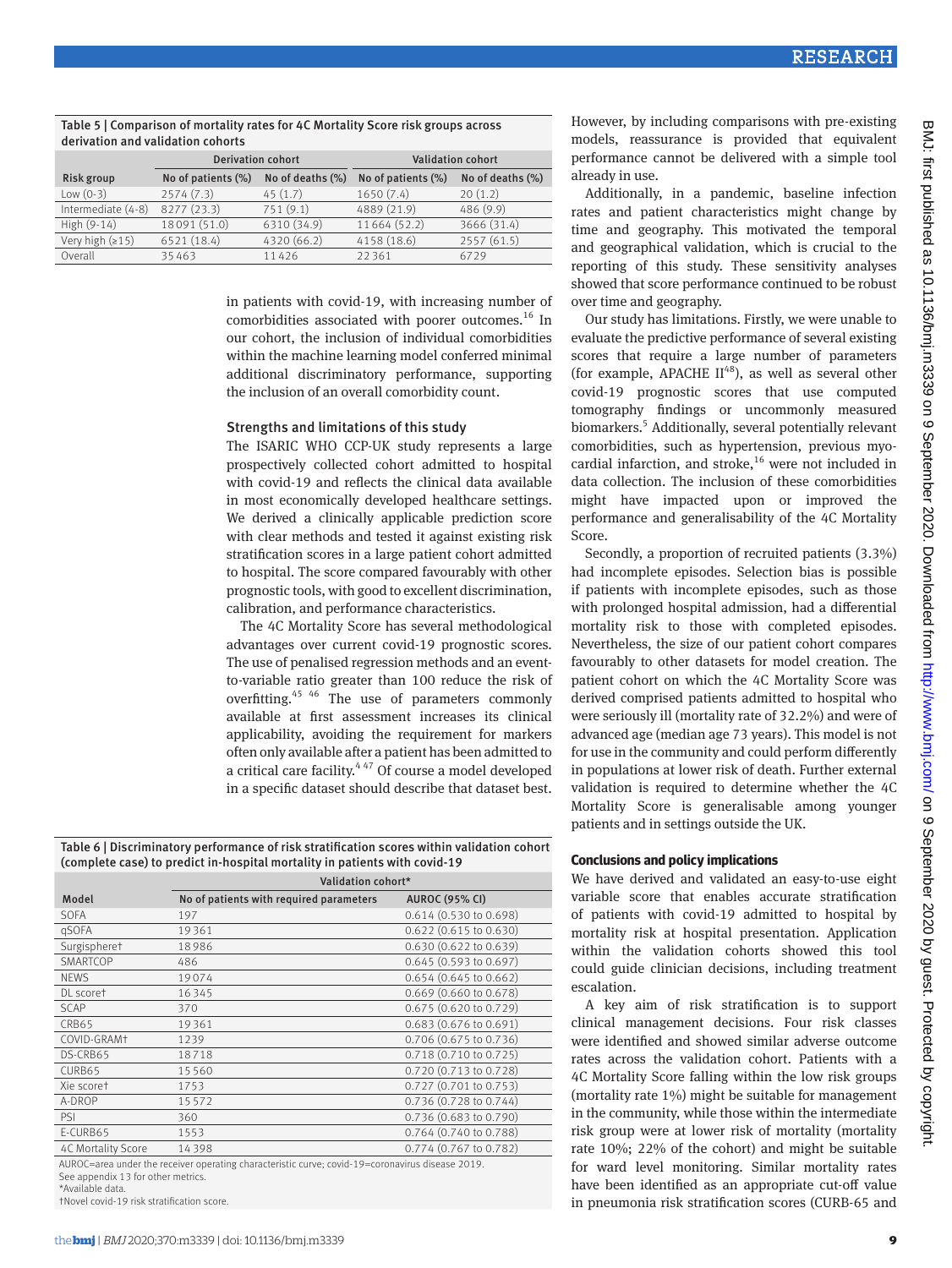Table 5 | Comparison of mortality rates for 4C Mortality Score risk groups across derivation and validation cohorts

| Risk group | Derivation cohort | | Validation cohort | |
|---|---|---|---|---|
| | No of patients (%) | No of deaths (%) | No of patients (%) | No of deaths (%) |
| Low (0-3) | 2574 (7.3) | 45 (1.7) | 1650 (7.4) | 20 (1.2) |
| Intermediate (4-8) | 8277 (23.3) | 751 (9.1) | 4889 (21.9) | 486 (9.9) |
| High (9-14) | 18091 (51.0) | 6310 (34.9) | 11664 (52.2) | 3666 (31.4) |
| Very high (≥15) | 6521 (18.4) | 4320 (66.2) | 4158 (18.6) | 2557 (61.5) |
| Overall | 35463 | 11426 | 22361 | 6729 |

in patients with covid-19, with increasing number of comorbidities associated with poorer outcomes.[16] In our cohort, the inclusion of individual comorbidities within the machine learning model conferred minimal additional discriminatory performance, supporting the inclusion of an overall comorbidity count.

### Strengths and limitations of this study

The ISARIC WHO CCP-UK study represents a large prospectively collected cohort admitted to hospital with covid-19 and reflects the clinical data available in most economically developed healthcare settings. We derived a clinically applicable prediction score with clear methods and tested it against existing risk stratification scores in a large patient cohort admitted to hospital. The score compared favourably with other prognostic tools, with good to excellent discrimination, calibration, and performance characteristics.

The 4C Mortality Score has several methodological advantages over current covid-19 prognostic scores. The use of penalised regression methods and an event-to-variable ratio greater than 100 reduce the risk of overfitting.[45 46] The use of parameters commonly available at first assessment increases its clinical applicability, avoiding the requirement for markers often only available after a patient has been admitted to a critical care facility.[4 47] Of course a model developed in a specific dataset should describe that dataset best. However, by including comparisons with pre-existing models, reassurance is provided that equivalent performance cannot be delivered with a simple tool already in use.

Additionally, in a pandemic, baseline infection rates and patient characteristics might change by time and geography. This motivated the temporal and geographical validation, which is crucial to the reporting of this study. These sensitivity analyses showed that score performance continued to be robust over time and geography.

Our study has limitations. Firstly, we were unable to evaluate the predictive performance of several existing scores that require a large number of parameters (for example, APACHE II[48]), as well as several other covid-19 prognostic scores that use computed tomography findings or uncommonly measured biomarkers.[5] Additionally, several potentially relevant comorbidities, such as hypertension, previous myocardial infarction, and stroke,[16] were not included in data collection. The inclusion of these comorbidities might have impacted upon or improved the performance and generalisability of the 4C Mortality Score.

Secondly, a proportion of recruited patients (3.3%) had incomplete episodes. Selection bias is possible if patients with incomplete episodes, such as those with prolonged hospital admission, had a differential mortality risk to those with completed episodes. Nevertheless, the size of our patient cohort compares favourably to other datasets for model creation. The patient cohort on which the 4C Mortality Score was derived comprised patients admitted to hospital who were seriously ill (mortality rate of 32.2%) and were of advanced age (median age 73 years). This model is not for use in the community and could perform differently in populations at lower risk of death. Further external validation is required to determine whether the 4C Mortality Score is generalisable among younger patients and in settings outside the UK.

Table 6 | Discriminatory performance of risk stratification scores within validation cohort (complete case) to predict in-hospital mortality in patients with covid-19

| Model | Validation cohort* | |
|---|---|---|
| | No of patients with required parameters | AUROC (95% CI) |
| SOFA | 197 | 0.614 (0.530 to 0.698) |
| qSOFA | 19361 | 0.622 (0.615 to 0.630) |
| Surgisphere† | 18986 | 0.630 (0.622 to 0.639) |
| SMARTCOP | 486 | 0.645 (0.593 to 0.697) |
| NEWS | 19074 | 0.654 (0.645 to 0.662) |
| DL score† | 16345 | 0.669 (0.660 to 0.678) |
| SCAP | 370 | 0.675 (0.620 to 0.729) |
| CRB65 | 19361 | 0.683 (0.676 to 0.691) |
| COVID-GRAM† | 1239 | 0.706 (0.675 to 0.736) |
| DS-CRB65 | 18718 | 0.718 (0.710 to 0.725) |
| CURB65 | 15560 | 0.720 (0.713 to 0.728) |
| Xie score† | 1753 | 0.727 (0.701 to 0.753) |
| A-DROP | 15572 | 0.736 (0.728 to 0.744) |
| PSI | 360 | 0.736 (0.683 to 0.790) |
| E-CURB65 | 1553 | 0.764 (0.740 to 0.788) |
| 4C Mortality Score | 14398 | 0.774 (0.767 to 0.782) |

AUROC=area under the receiver operating characteristic curve; covid-19=coronavirus disease 2019.
See appendix 13 for other metrics.
*Available data.
†Novel covid-19 risk stratification score.

### Conclusions and policy implications

We have derived and validated an easy-to-use eight variable score that enables accurate stratification of patients with covid-19 admitted to hospital by mortality risk at hospital presentation. Application within the validation cohorts showed this tool could guide clinician decisions, including treatment escalation.

A key aim of risk stratification is to support clinical management decisions. Four risk classes were identified and showed similar adverse outcome rates across the validation cohort. Patients with a 4C Mortality Score falling within the low risk groups (mortality rate 1%) might be suitable for management in the community, while those within the intermediate risk group were at lower risk of mortality (mortality rate 10%; 22% of the cohort) and might be suitable for ward level monitoring. Similar mortality rates have been identified as an appropriate cut-off value in pneumonia risk stratification scores (CURB-65 and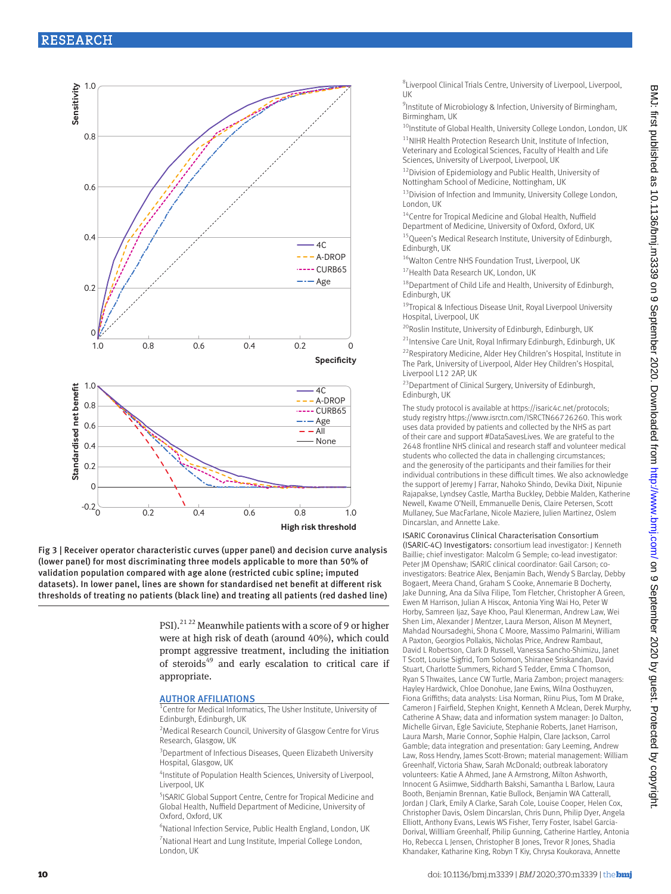Fig 3 | Receiver operator characteristic curves (upper panel) and decision curve analysis (lower panel) for most discriminating three models applicable to more than 50% of validation population compared with age alone (restricted cubic spline; imputed datasets). In lower panel, lines are shown for standardised net benefit at different risk thresholds of treating no patients (black line) and treating all patients (red dashed line)

PSI).[21 22] Meanwhile patients with a score of 9 or higher were at high risk of death (around 40%), which could prompt aggressive treatment, including the initiation of steroids[49] and early escalation to critical care if appropriate.

## AUTHOR AFFILIATIONS

[1]Centre for Medical Informatics, The Usher Institute, University of Edinburgh, Edinburgh, UK

[2]Medical Research Council, University of Glasgow Centre for Virus Research, Glasgow, UK

[3]Department of Infectious Diseases, Queen Elizabeth University Hospital, Glasgow, UK

[4]Institute of Population Health Sciences, University of Liverpool, Liverpool, UK

[5]ISARIC Global Support Centre, Centre for Tropical Medicine and Global Health, Nuffield Department of Medicine, University of Oxford, Oxford, UK

[6]National Infection Service, Public Health England, London, UK

[7]National Heart and Lung Institute, Imperial College London, London, UK

[8]Liverpool Clinical Trials Centre, University of Liverpool, Liverpool, UK

[9]Institute of Microbiology & Infection, University of Birmingham, Birmingham, UK

[10]Institute of Global Health, University College London, London, UK

[11]NIHR Health Protection Research Unit, Institute of Infection, Veterinary and Ecological Sciences, Faculty of Health and Life Sciences, University of Liverpool, Liverpool, UK

[12]Division of Epidemiology and Public Health, University of Nottingham School of Medicine, Nottingham, UK

[13]Division of Infection and Immunity, University College London, London, UK

[14]Centre for Tropical Medicine and Global Health, Nuffield Department of Medicine, University of Oxford, Oxford, UK

[15]Queen's Medical Research Institute, University of Edinburgh, Edinburgh, UK

[16]Walton Centre NHS Foundation Trust, Liverpool, UK

[17]Health Data Research UK, London, UK

[18]Department of Child Life and Health, University of Edinburgh, Edinburgh, UK

[19]Tropical & Infectious Disease Unit, Royal Liverpool University Hospital, Liverpool, UK

[20]Roslin Institute, University of Edinburgh, Edinburgh, UK

[21]Intensive Care Unit, Royal Infirmary Edinburgh, Edinburgh, UK

[22]Respiratory Medicine, Alder Hey Children's Hospital, Institute in The Park, University of Liverpool, Alder Hey Children's Hospital, Liverpool L12 2AP, UK

[23]Department of Clinical Surgery, University of Edinburgh, Edinburgh, UK

The study protocol is available at https://isaric4c.net/protocols; study registry https://www.isrctn.com/ISRCTN66726260. This work uses data provided by patients and collected by the NHS as part of their care and support #DataSavesLives. We are grateful to the 2648 frontline NHS clinical and research staff and volunteer medical students who collected the data in challenging circumstances; and the generosity of the participants and their families for their individual contributions in these difficult times. We also acknowledge the support of Jeremy J Farrar, Nahoko Shindo, Devika Dixit, Nipunie Rajapakse, Lyndsey Castle, Martha Buckley, Debbie Malden, Katherine Newell, Kwame O'Neill, Emmanuelle Denis, Claire Petersen, Scott Mullaney, Sue MacFarlane, Nicole Maziere, Julien Martinez, Oslem Dincarslan, and Annette Lake.

ISARIC Coronavirus Clinical Characterisation Consortium (ISARIC-4C) Investigators: consortium lead investigator: J Kenneth Baillie; chief investigator: Malcolm G Semple; co-lead investigator: Peter JM Openshaw; ISARIC clinical coordinator: Gail Carson; co-investigators: Beatrice Alex, Benjamin Bach, Wendy S Barclay, Debby Bogaert, Meera Chand, Graham S Cooke, Annemarie B Docherty, Jake Dunning, Ana da Silva Filipe, Tom Fletcher, Christopher A Green, Ewen M Harrison, Julian A Hiscox, Antonia Ying Wai Ho, Peter W Horby, Samreen Ijaz, Saye Khoo, Paul Klenerman, Andrew Law, Wei Shen Lim, Alexander J Mentzer, Laura Merson, Alison M Meynert, Mahdad Noursadeghi, Shona C Moore, Massimo Palmarini, William A Paxton, Georgios Pollakis, Nicholas Price, Andrew Rambaut, David L Robertson, Clark D Russell, Vanessa Sancho-Shimizu, Janet T Scott, Louise Sigfrid, Tom Solomon, Shiranee Sriskandan, David Stuart, Charlotte Summers, Richard S Tedder, Emma C Thomson, Ryan S Thwaites, Lance CW Turtle, Maria Zambon; project managers: Hayley Hardwick, Chloe Donohue, Jane Ewins, Wilna Oosthuyzen, Fiona Griffiths; data analysts: Lisa Norman, Riinu Pius, Tom M Drake, Cameron J Fairfield, Stephen Knight, Kenneth A Mclean, Derek Murphy, Catherine A Shaw; data and information system manager: Jo Dalton, Michelle Girvan, Egle Saviciute, Stephanie Roberts, Janet Harrison, Laura Marsh, Marie Connor, Sophie Halpin, Clare Jackson, Carrol Gamble; data integration and presentation: Gary Leeming, Andrew Law, Ross Hendry, James Scott-Brown; material management: William Greenhalf, Victoria Shaw, Sarah McDonald; outbreak laboratory volunteers: Katie A Ahmed, Jane A Armstrong, Milton Ashworth, Innocent G Asiimwe, Siddharth Bakshi, Samantha L Barlow, Laura Booth, Benjamin Brennan, Katie Bullock, Benjamin WA Catterall, Jordan J Clark, Emily A Clarke, Sarah Cole, Louise Cooper, Helen Cox, Christopher Davis, Oslem Dincarslan, Chris Dunn, Philip Dyer, Angela Elliott, Anthony Evans, Lewis WS Fisher, Terry Foster, Isabel Garcia-Dorival, Willliam Greenhalf, Philip Gunning, Catherine Hartley, Antonia Ho, Rebecca L Jensen, Christopher B Jones, Trevor R Jones, Shadia Khandaker, Katharine King, Robyn T Kiy, Chrysa Koukorava, Annette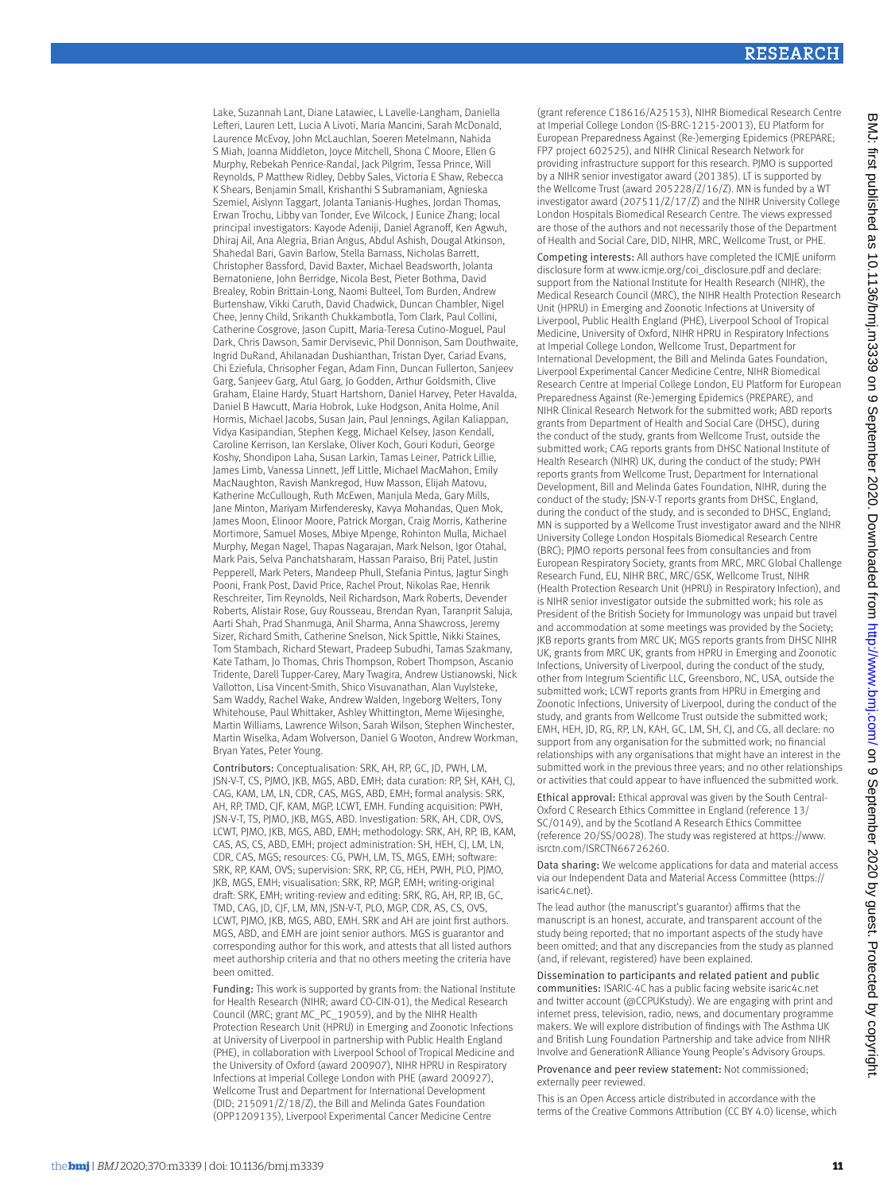Lake, Suzannah Lant, Diane Latawiec, L Lavelle-Langham, Daniella Lefteri, Lauren Lett, Lucia A Livoti, Maria Mancini, Sarah McDonald, Laurence McEvoy, John McLauchlan, Soeren Metelmann, Nahida S Miah, Joanna Middleton, Joyce Mitchell, Shona C Moore, Ellen G Murphy, Rebekah Penrice-Randal, Jack Pilgrim, Tessa Prince, Will Reynolds, P Matthew Ridley, Debby Sales, Victoria E Shaw, Rebecca K Shears, Benjamin Small, Krishanthi S Subramaniam, Agnieska Szemiel, Aislynn Taggart, Jolanta Tanianis-Hughes, Jordan Thomas, Erwan Trochu, Libby van Tonder, Eve Wilcock, J Eunice Zhang; local principal investigators: Kayode Adeniji, Daniel Agranoff, Ken Agwuh, Dhiraj Ail, Ana Alegria, Brian Angus, Abdul Ashish, Dougal Atkinson, Shahedal Bari, Gavin Barlow, Stella Barnass, Nicholas Barrett, Christopher Bassford, David Baxter, Michael Beadsworth, Jolanta Bernatoniene, John Berridge, Nicola Best, Pieter Bothma, David Brealey, Robin Brittain-Long, Naomi Bulteel, Tom Burden, Andrew Burtenshaw, Vikki Caruth, David Chadwick, Duncan Chambler, Nigel Chee, Jenny Child, Srikanth Chukkambotla, Tom Clark, Paul Collini, Catherine Cosgrove, Jason Cupitt, Maria-Teresa Cutino-Moguel, Paul Dark, Chris Dawson, Samir Dervisevic, Phil Donnison, Sam Douthwaite, Ingrid DuRand, Ahilanadan Dushianthan, Tristan Dyer, Cariad Evans, Chi Eziefula, Chrisopher Fegan, Adam Finn, Duncan Fullerton, Sanjeev Garg, Sanjeev Garg, Atul Garg, Jo Godden, Arthur Goldsmith, Clive Graham, Elaine Hardy, Stuart Hartshorn, Daniel Harvey, Peter Havalda, Daniel B Hawcutt, Maria Hobrok, Luke Hodgson, Anita Holme, Anil Hormis, Michael Jacobs, Susan Jain, Paul Jennings, Agilan Kaliappan, Vidya Kasipandian, Stephen Kegg, Michael Kelsey, Jason Kendall, Caroline Kerrison, Ian Kerslake, Oliver Koch, Gouri Koduri, George Koshy, Shondipon Laha, Susan Larkin, Tamas Leiner, Patrick Lillie, James Limb, Vanessa Linnett, Jeff Little, Michael MacMahon, Emily MacNaughton, Ravish Mankregod, Huw Masson, Elijah Matovu, Katherine McCullough, Ruth McEwen, Manjula Meda, Gary Mills, Jane Minton, Mariyam Mirfenderesky, Kavya Mohandas, Quen Mok, James Moon, Elinoor Moore, Patrick Morgan, Craig Morris, Katherine Mortimore, Samuel Moses, Mbiye Mpenge, Rohinton Mulla, Michael Murphy, Megan Nagel, Thapas Nagarajan, Mark Nelson, Igor Otahal, Mark Pais, Selva Panchatsharam, Hassan Paraiso, Brij Patel, Justin Pepperell, Mark Peters, Mandeep Phull, Stefania Pintus, Jagtur Singh Pooni, Frank Post, David Price, Rachel Prout, Nikolas Rae, Henrik Reschreiter, Tim Reynolds, Neil Richardson, Mark Roberts, Devender Roberts, Alistair Rose, Guy Rousseau, Brendan Ryan, Taranprit Saluja, Aarti Shah, Prad Shanmuga, Anil Sharma, Anna Shawcross, Jeremy Sizer, Richard Smith, Catherine Snelson, Nick Spittle, Nikki Staines, Tom Stambach, Richard Stewart, Pradeep Subudhi, Tamas Szakmany, Kate Tatham, Jo Thomas, Chris Thompson, Robert Thompson, Ascanio Tridente, Darell Tupper-Carey, Mary Twagira, Andrew Ustianowski, Nick Vallotton, Lisa Vincent-Smith, Shico Visuvanathan, Alan Vuylsteke, Sam Waddy, Rachel Wake, Andrew Walden, Ingeborg Welters, Tony Whitehouse, Paul Whittaker, Ashley Whittington, Meme Wijesinghe, Martin Williams, Lawrence Wilson, Sarah Wilson, Stephen Winchester, Martin Wiselka, Adam Wolverson, Daniel G Wooton, Andrew Workman, Bryan Yates, Peter Young.

**Contributors:** Conceptualisation: SRK, AH, RP, GC, JD, PWH, LM, JSN-V-T, CS, PJMO, JKB, MGS, ABD, EMH; data curation: RP, SH, KAH, CJ, CAG, KAM, LM, LN, CDR, CAS, MGS, ABD, EMH; formal analysis: SRK, AH, RP, TMD, CJF, KAM, MGP, LCWT, EMH. Funding acquisition: PWH, JSN-V-T, TS, PJMO, JKB, MGS, ABD. Investigation: SRK, AH, CDR, OVS, LCWT, PJMO, JKB, MGS, ABD, EMH; methodology: SRK, AH, RP, IB, KAM, CAS, AS, CS, ABD, EMH; project administration: SH, HEH, CJ, LM, LN, CDR, CAS, MGS; resources: CG, PWH, LM, TS, MGS, EMH; software: SRK, RP, KAM, OVS; supervision: SRK, RP, CG, HEH, PWH, PLO, PJMO, JKB, MGS, EMH; visualisation: SRK, RP, MGP, EMH; writing-original draft: SRK, EMH; writing-review and editing: SRK, RG, AH, RP, IB, GC, TMD, CAG, JD, CJF, LM, MN, JSN-V-T, PLO, MGP, CDR, AS, CS, OVS, LCWT, PJMO, JKB, MGS, ABD, EMH. SRK and AH are joint first authors. MGS, ABD, and EMH are joint senior authors. MGS is guarantor and corresponding author for this work, and attests that all listed authors meet authorship criteria and that no others meeting the criteria have been omitted.

**Funding:** This work is supported by grants from: the National Institute for Health Research (NIHR; award CO-CIN-01), the Medical Research Council (MRC; grant MC_PC_19059), and by the NIHR Health Protection Research Unit (HPRU) in Emerging and Zoonotic Infections at University of Liverpool in partnership with Public Health England (PHE), in collaboration with Liverpool School of Tropical Medicine and the University of Oxford (award 200907), NIHR HPRU in Respiratory Infections at Imperial College London with PHE (award 200927), Wellcome Trust and Department for International Development (DID; 215091/Z/18/Z), the Bill and Melinda Gates Foundation (OPP1209135), Liverpool Experimental Cancer Medicine Centre (grant reference C18616/A25153), NIHR Biomedical Research Centre at Imperial College London (IS-BRC-1215-20013), EU Platform for European Preparedness Against (Re-)emerging Epidemics (PREPARE; FP7 project 602525), and NIHR Clinical Research Network for providing infrastructure support for this research. PJMO is supported by a NIHR senior investigator award (201385). LT is supported by the Wellcome Trust (award 205228/Z/16/Z). MN is funded by a WT investigator award (207511/Z/17/Z) and the NIHR University College London Hospitals Biomedical Research Centre. The views expressed are those of the authors and not necessarily those of the Department of Health and Social Care, DID, NIHR, MRC, Wellcome Trust, or PHE.

**Competing interests:** All authors have completed the ICMJE uniform disclosure form at www.icmje.org/coi_disclosure.pdf and declare: support from the National Institute for Health Research (NIHR), the Medical Research Council (MRC), the NIHR Health Protection Research Unit (HPRU) in Emerging and Zoonotic Infections at University of Liverpool, Public Health England (PHE), Liverpool School of Tropical Medicine, University of Oxford, NIHR HPRU in Respiratory Infections at Imperial College London, Wellcome Trust, Department for International Development, the Bill and Melinda Gates Foundation, Liverpool Experimental Cancer Medicine Centre, NIHR Biomedical Research Centre at Imperial College London, EU Platform for European Preparedness Against (Re-)emerging Epidemics (PREPARE), and NIHR Clinical Research Network for the submitted work; ABD reports grants from Department of Health and Social Care (DHSC), during the conduct of the study, grants from Wellcome Trust, outside the submitted work; CAG reports grants from DHSC National Institute of Health Research (NIHR) UK, during the conduct of the study; PWH reports grants from Wellcome Trust, Department for International Development, Bill and Melinda Gates Foundation, NIHR, during the conduct of the study; JSN-V-T reports grants from DHSC, England, during the conduct of the study, and is seconded to DHSC, England; MN is supported by a Wellcome Trust investigator award and the NIHR University College London Hospitals Biomedical Research Centre (BRC); PJMO reports personal fees from consultancies and from European Respiratory Society, grants from MRC, MRC Global Challenge Research Fund, EU, NIHR BRC, MRC/GSK, Wellcome Trust, NIHR (Health Protection Research Unit (HPRU) in Respiratory Infection), and is NIHR senior investigator outside the submitted work; his role as President of the British Society for Immunology was unpaid but travel and accommodation at some meetings was provided by the Society; JKB reports grants from MRC UK; MGS reports grants from DHSC NIHR UK, grants from MRC UK, grants from HPRU in Emerging and Zoonotic Infections, University of Liverpool, during the conduct of the study, other from Integrum Scientific LLC, Greensboro, NC, USA, outside the submitted work; LCWT reports grants from HPRU in Emerging and Zoonotic Infections, University of Liverpool, during the conduct of the study, and grants from Wellcome Trust outside the submitted work; EMH, HEH, JD, RG, RP, LN, KAH, GC, LM, SH, CJ, and CG, all declare: no support from any organisation for the submitted work; no financial relationships with any organisations that might have an interest in the submitted work in the previous three years; and no other relationships or activities that could appear to have influenced the submitted work.

**Ethical approval:** Ethical approval was given by the South Central-Oxford C Research Ethics Committee in England (reference 13/SC/0149), and by the Scotland A Research Ethics Committee (reference 20/SS/0028). The study was registered at https://www.isrctn.com/ISRCTN66726260.

**Data sharing:** We welcome applications for data and material access via our Independent Data and Material Access Committee (https://isaric4c.net).

The lead author (the manuscript's guarantor) affirms that the manuscript is an honest, accurate, and transparent account of the study being reported; that no important aspects of the study have been omitted; and that any discrepancies from the study as planned (and, if relevant, registered) have been explained.

**Dissemination to participants and related patient and public communities:** ISARIC-4C has a public facing website isaric4c.net and twitter account (@CCPUKstudy). We are engaging with print and internet press, television, radio, news, and documentary programme makers. We will explore distribution of findings with The Asthma UK and British Lung Foundation Partnership and take advice from NIHR Involve and GenerationR Alliance Young People's Advisory Groups.

**Provenance and peer review statement:** Not commissioned; externally peer reviewed.

This is an Open Access article distributed in accordance with the terms of the Creative Commons Attribution (CC BY 4.0) license, which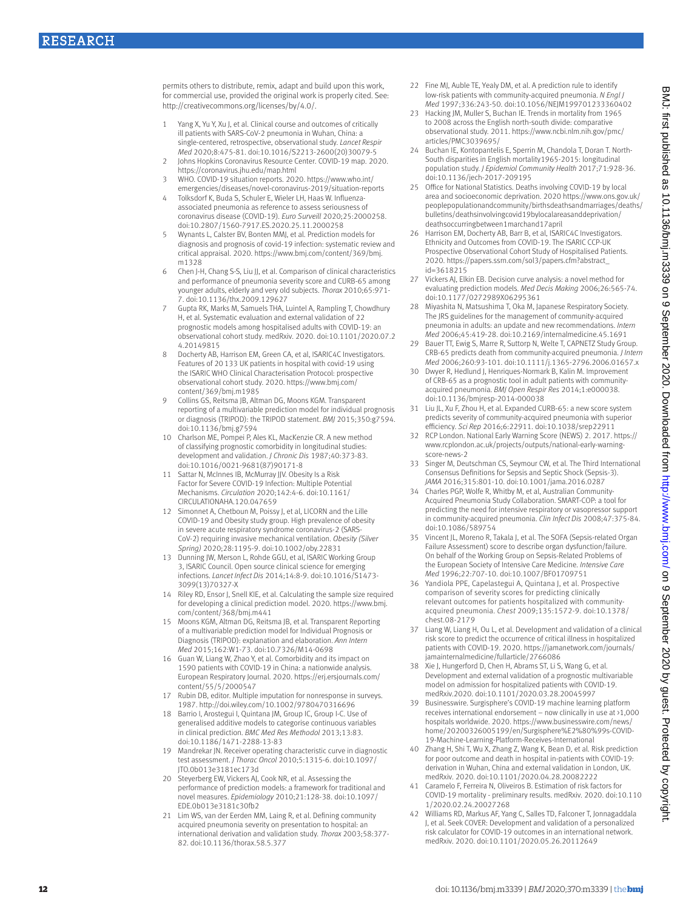permits others to distribute, remix, adapt and build upon this work, for commercial use, provided the original work is properly cited. See: http://creativecommons.org/licenses/by/4.0/.

1. Yang X, Yu Y, Xu J, et al. Clinical course and outcomes of critically ill patients with SARS-CoV-2 pneumonia in Wuhan, China: a single-centered, retrospective, observational study. *Lancet Respir Med* 2020;8:475-81. doi:10.1016/S2213-2600(20)30079-5
2. Johns Hopkins Coronavirus Resource Center. COVID-19 map. 2020. https://coronavirus.jhu.edu/map.html
3. WHO. COVID-19 situation reports. 2020. https://www.who.int/emergencies/diseases/novel-coronavirus-2019/situation-reports
4. Tolksdorf K, Buda S, Schuler E, Wieler LH, Haas W. Influenza-associated pneumonia as reference to assess seriousness of coronavirus disease (COVID-19). *Euro Surveill* 2020;25:2000258. doi:10.2807/1560-7917.ES.2020.25.11.2000258
5. Wynants L, Calster BV, Bonten MMJ, et al. Prediction models for diagnosis and prognosis of covid-19 infection: systematic review and critical appraisal. 2020. https://www.bmj.com/content/369/bmj.m1328
6. Chen J-H, Chang S-S, Liu JJ, et al. Comparison of clinical characteristics and performance of pneumonia severity score and CURB-65 among younger adults, elderly and very old subjects. *Thorax* 2010;65:971-7. doi:10.1136/thx.2009.129627
7. Gupta RK, Marks M, Samuels THA, Luintel A, Rampling T, Chowdhury H, et al. Systematic evaluation and external validation of 22 prognostic models among hospitalised adults with COVID-19: an observational cohort study. medRxiv. 2020. doi:10.1101/2020.07.24.20149815
8. Docherty AB, Harrison EM, Green CA, et al, ISARIC4C Investigators. Features of 20 133 UK patients in hospital with covid-19 using the ISARIC WHO Clinical Characterisation Protocol: prospective observational cohort study. 2020. https://www.bmj.com/content/369/bmj.m1985
9. Collins GS, Reitsma JB, Altman DG, Moons KGM. Transparent reporting of a multivariable prediction model for individual prognosis or diagnosis (TRIPOD): the TRIPOD statement. *BMJ* 2015;350:g7594. doi:10.1136/bmj.g7594
10. Charlson ME, Pompei P, Ales KL, MacKenzie CR. A new method of classifying prognostic comorbidity in longitudinal studies: development and validation. *J Chronic Dis* 1987;40:373-83. doi:10.1016/0021-9681(87)90171-8
11. Sattar N, McInnes IB, McMurray JJV. Obesity Is a Risk Factor for Severe COVID-19 Infection: Multiple Potential Mechanisms. *Circulation* 2020;142:4-6. doi:10.1161/CIRCULATIONAHA.120.047659
12. Simonnet A, Chetboun M, Poissy J, et al, LICORN and the Lille COVID-19 and Obesity study group. High prevalence of obesity in severe acute respiratory syndrome coronavirus-2 (SARS-CoV-2) requiring invasive mechanical ventilation. *Obesity (Silver Spring)* 2020;28:1195-9. doi:10.1002/oby.22831
13. Dunning JW, Merson L, Rohde GGU, et al, ISARIC Working Group 3, ISARIC Council. Open source clinical science for emerging infections. *Lancet Infect Dis* 2014;14:8-9. doi:10.1016/S1473-3099(13)70327-X
14. Riley RD, Ensor J, Snell KIE, et al. Calculating the sample size required for developing a clinical prediction model. 2020. https://www.bmj.com/content/368/bmj.m441
15. Moons KGM, Altman DG, Reitsma JB, et al. Transparent Reporting of a multivariable prediction model for Individual Prognosis or Diagnosis (TRIPOD): explanation and elaboration. *Ann Intern Med* 2015;162:W1-73. doi:10.7326/M14-0698
16. Guan W, Liang W, Zhao Y, et al. Comorbidity and its impact on 1590 patients with COVID-19 in China: a nationwide analysis. European Respiratory Journal. 2020. https://erj.ersjournals.com/content/55/5/2000547
17. Rubin DB, editor. Multiple imputation for nonresponse in surveys. 1987. http://doi.wiley.com/10.1002/9780470316696
18. Barrio I, Arostegui I, Quintana JM, Group IC, Group I-C. Use of generalised additive models to categorise continuous variables in clinical prediction. *BMC Med Res Methodol* 2013;13:83. doi:10.1186/1471-2288-13-83
19. Mandrekar JN. Receiver operating characteristic curve in diagnostic test assessment. *J Thorac Oncol* 2010;5:1315-6. doi:10.1097/JTO.0b013e3181ec173d
20. Steyerberg EW, Vickers AJ, Cook NR, et al. Assessing the performance of prediction models: a framework for traditional and novel measures. *Epidemiology* 2010;21:128-38. doi:10.1097/EDE.0b013e3181c30fb2
21. Lim WS, van der Eerden MM, Laing R, et al. Defining community acquired pneumonia severity on presentation to hospital: an international derivation and validation study. *Thorax* 2003;58:377-82. doi:10.1136/thorax.58.5.377
22. Fine MJ, Auble TE, Yealy DM, et al. A prediction rule to identify low-risk patients with community-acquired pneumonia. *N Engl J Med* 1997;336:243-50. doi:10.1056/NEJM199701233360402
23. Hacking JM, Muller S, Buchan IE. Trends in mortality from 1965 to 2008 across the English north-south divide: comparative observational study. 2011. https://www.ncbi.nlm.nih.gov/pmc/articles/PMC3039695/
24. Buchan IE, Kontopantelis E, Sperrin M, Chandola T, Doran T. North-South disparities in English mortality1965-2015: longitudinal population study. *J Epidemiol Community Health* 2017;71:928-36. doi:10.1136/jech-2017-209195
25. Office for National Statistics. Deaths involving COVID-19 by local area and socioeconomic deprivation. 2020 https://www.ons.gov.uk/peoplepopulationandcommunity/birthsdeathsandmarriages/deaths/bulletins/deathsinvolvingcovid19bylocalareasanddeprivation/deathsoccurringbetween1marchand17april
26. Harrison EM, Docherty AB, Barr B, et al, ISARIC4C Investigators. Ethnicity and Outcomes from COVID-19. The ISARIC CCP-UK Prospective Observational Cohort Study of Hospitalised Patients. 2020. https://papers.ssrn.com/sol3/papers.cfm?abstract_id=3618215
27. Vickers AJ, Elkin EB. Decision curve analysis: a novel method for evaluating prediction models. *Med Decis Making* 2006;26:565-74. doi:10.1177/0272989X06295361
28. Miyashita N, Matsushima T, Oka M, Japanese Respiratory Society. The JRS guidelines for the management of community-acquired pneumonia in adults: an update and new recommendations. *Intern Med* 2006;45:419-28. doi:10.2169/internalmedicine.45.1691
29. Bauer TT, Ewig S, Marre R, Suttorp N, Welte T, CAPNETZ Study Group. CRB-65 predicts death from community-acquired pneumonia. *J Intern Med* 2006;260:93-101. doi:10.1111/j.1365-2796.2006.01657.x
30. Dwyer R, Hedlund J, Henriques-Normark B, Kalin M. Improvement of CRB-65 as a prognostic tool in adult patients with community-acquired pneumonia. *BMJ Open Respir Res* 2014;1:e000038. doi:10.1136/bmjresp-2014-000038
31. Liu JL, Xu F, Zhou H, et al. Expanded CURB-65: a new score system predicts severity of community-acquired pneumonia with superior efficiency. *Sci Rep* 2016;6:22911. doi:10.1038/srep22911
32. RCP London. National Early Warning Score (NEWS) 2. 2017. https://www.rcplondon.ac.uk/projects/outputs/national-early-warning-score-news-2
33. Singer M, Deutschman CS, Seymour CW, et al. The Third International Consensus Definitions for Sepsis and Septic Shock (Sepsis-3). *JAMA* 2016;315:801-10. doi:10.1001/jama.2016.0287
34. Charles PGP, Wolfe R, Whitby M, et al, Australian Community-Acquired Pneumonia Study Collaboration. SMART-COP: a tool for predicting the need for intensive respiratory or vasopressor support in community-acquired pneumonia. *Clin Infect Dis* 2008;47:375-84. doi:10.1086/589754
35. Vincent JL, Moreno R, Takala J, et al. The SOFA (Sepsis-related Organ Failure Assessment) score to describe organ dysfunction/failure. On behalf of the Working Group on Sepsis-Related Problems of the European Society of Intensive Care Medicine. *Intensive Care Med* 1996;22:707-10. doi:10.1007/BF01709751
36. Yandiola PPE, Capelastegui A, Quintana J, et al. Prospective comparison of severity scores for predicting clinically relevant outcomes for patients hospitalized with community-acquired pneumonia. *Chest* 2009;135:1572-9. doi:10.1378/chest.08-2179
37. Liang W, Liang H, Ou L, et al. Development and validation of a clinical risk score to predict the occurrence of critical illness in hospitalized patients with COVID-19. 2020. https://jamanetwork.com/journals/jamainternalmedicine/fullarticle/2766086
38. Xie J, Hungerford D, Chen H, Abrams ST, Li S, Wang G, et al. Development and external validation of a prognostic multivariable model on admission for hospitalized patients with COVID-19. medRxiv.2020. doi:10.1101/2020.03.28.20045997
39. Businesswire. Surgisphere's COVID-19 machine learning platform receives international endorsement – now clinically in use at >1,000 hospitals worldwide. 2020. https://www.businesswire.com/news/home/20200326005199/en/Surgisphere%E2%80%99s-COVID-19-Machine-Learning-Platform-Receives-International
40. Zhang H, Shi T, Wu X, Zhang X, Wang K, Bean D, et al. Risk prediction for poor outcome and death in hospital in-patients with COVID-19: derivation in Wuhan, China and external validation in London, UK. medRxiv. 2020. doi:10.1101/2020.04.28.20082222
41. Caramelo F, Ferreira N, Oliveiros B. Estimation of risk factors for COVID-19 mortality - preliminary results. medRxiv. 2020. doi:10.1101/2020.02.24.20027268
42. Williams RD, Markus AF, Yang C, Salles TD, Falconer T, Jonnagaddala J, et al. Seek COVER: Development and validation of a personalized risk calculator for COVID-19 outcomes in an international network. medRxiv. 2020. doi:10.1101/2020.05.26.20112649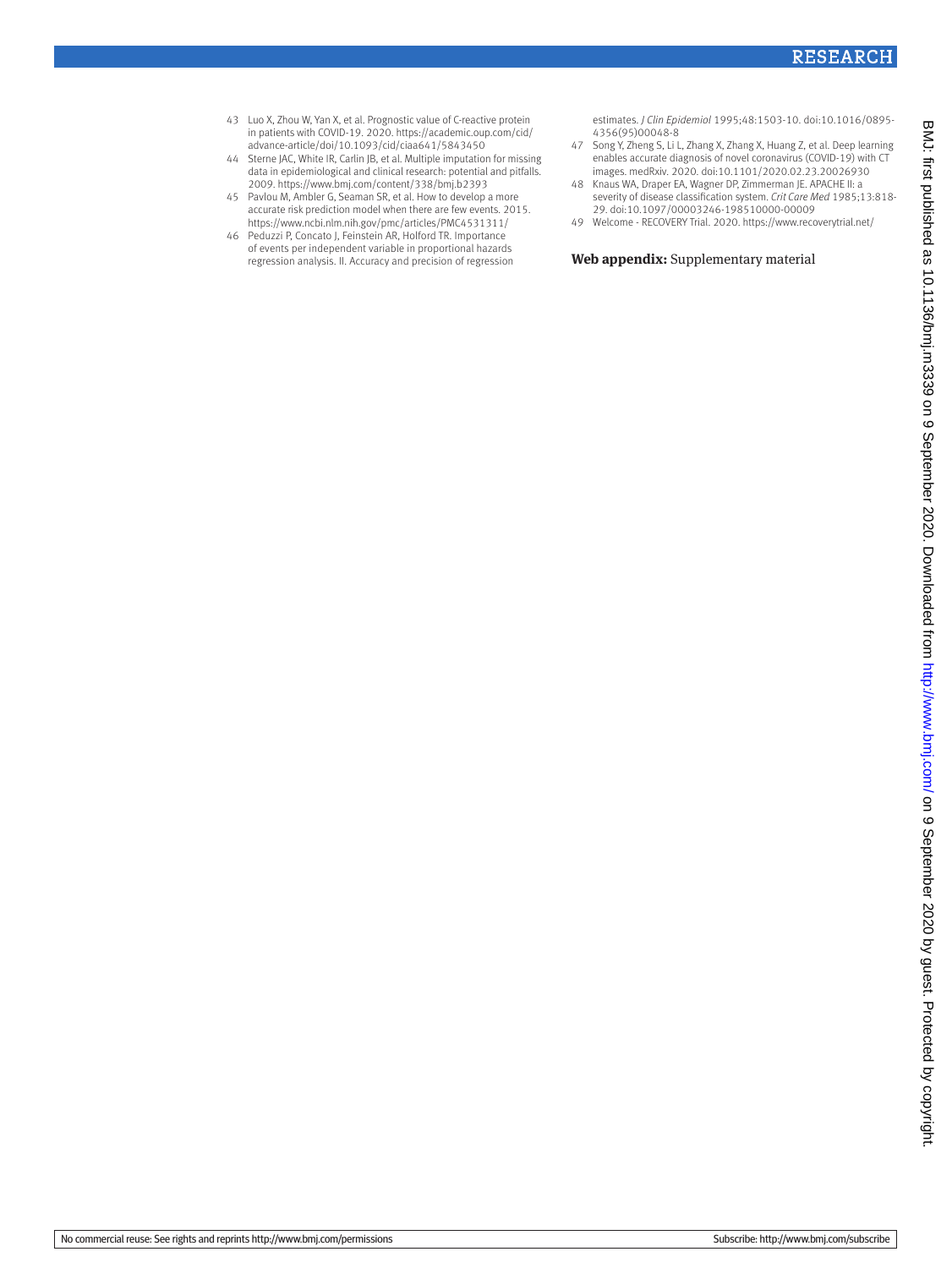43 Luo X, Zhou W, Yan X, et al. Prognostic value of C-reactive protein in patients with COVID-19. 2020. https://academic.oup.com/cid/advance-article/doi/10.1093/cid/ciaa641/5843450

44 Sterne JAC, White IR, Carlin JB, et al. Multiple imputation for missing data in epidemiological and clinical research: potential and pitfalls. 2009. https://www.bmj.com/content/338/bmj.b2393

45 Pavlou M, Ambler G, Seaman SR, et al. How to develop a more accurate risk prediction model when there are few events. 2015. https://www.ncbi.nlm.nih.gov/pmc/articles/PMC4531311/

46 Peduzzi P, Concato J, Feinstein AR, Holford TR. Importance of events per independent variable in proportional hazards regression analysis. II. Accuracy and precision of regression estimates. *J Clin Epidemiol* 1995;48:1503-10. doi:10.1016/0895-4356(95)00048-8

47 Song Y, Zheng S, Li L, Zhang X, Zhang X, Huang Z, et al. Deep learning enables accurate diagnosis of novel coronavirus (COVID-19) with CT images. medRxiv. 2020. doi:10.1101/2020.02.23.20026930

48 Knaus WA, Draper EA, Wagner DP, Zimmerman JE. APACHE II: a severity of disease classification system. *Crit Care Med* 1985;13:818-29. doi:10.1097/00003246-198510000-00009

49 Welcome - RECOVERY Trial. 2020. https://www.recoverytrial.net/

**Web appendix:** Supplementary material